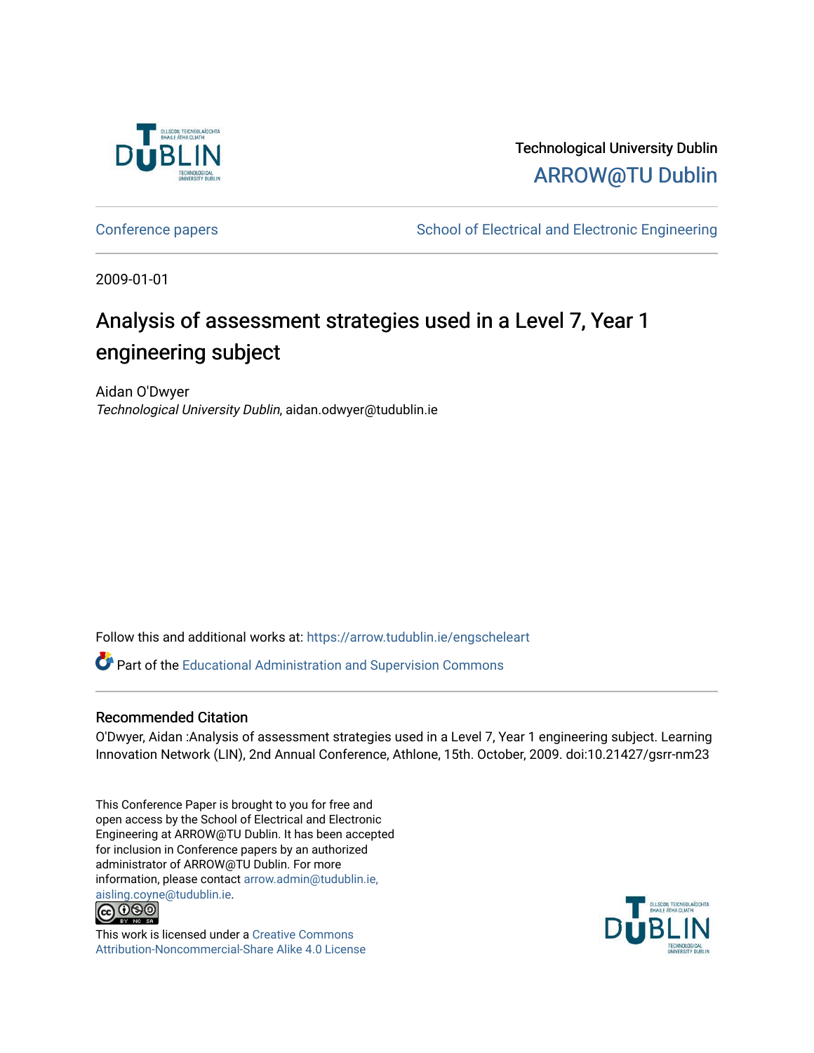Technological University Dublin

ARROW@TU Dublin

Conference papers

School of Electrical and Electronic Engineering

2009-01-01

# Analysis of assessment strategies used in a Level 7, Year 1 engineering subject

Aidan O'Dwyer

*Technological University Dublin*, aidan.odwyer@tudublin.ie

Follow this and additional works at: https://arrow.tudublin.ie/engscheleart

Part of the Educational Administration and Supervision Commons

## Recommended Citation

O'Dwyer, Aidan :Analysis of assessment strategies used in a Level 7, Year 1 engineering subject. Learning Innovation Network (LIN), 2nd Annual Conference, Athlone, 15th. October, 2009. doi:10.21427/gsrr-nm23

This Conference Paper is brought to you for free and open access by the School of Electrical and Electronic Engineering at ARROW@TU Dublin. It has been accepted for inclusion in Conference papers by an authorized administrator of ARROW@TU Dublin. For more information, please contact arrow.admin@tudublin.ie, aisling.coyne@tudublin.ie.

This work is licensed under a Creative Commons Attribution-Noncommercial-Share Alike 4.0 License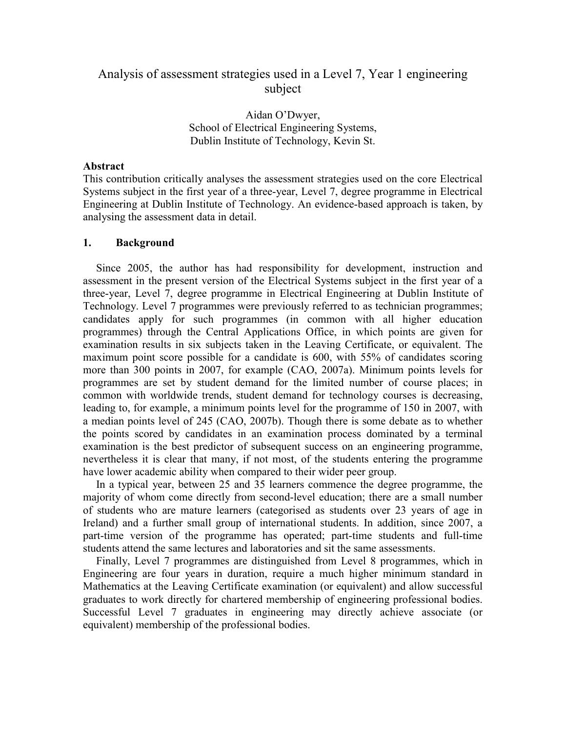# Analysis of assessment strategies used in a Level 7, Year 1 engineering subject

Aidan O'Dwyer,
School of Electrical Engineering Systems,
Dublin Institute of Technology, Kevin St.

## Abstract

This contribution critically analyses the assessment strategies used on the core Electrical Systems subject in the first year of a three-year, Level 7, degree programme in Electrical Engineering at Dublin Institute of Technology. An evidence-based approach is taken, by analysing the assessment data in detail.

## 1. Background

Since 2005, the author has had responsibility for development, instruction and assessment in the present version of the Electrical Systems subject in the first year of a three-year, Level 7, degree programme in Electrical Engineering at Dublin Institute of Technology. Level 7 programmes were previously referred to as technician programmes; candidates apply for such programmes (in common with all higher education programmes) through the Central Applications Office, in which points are given for examination results in six subjects taken in the Leaving Certificate, or equivalent. The maximum point score possible for a candidate is 600, with 55% of candidates scoring more than 300 points in 2007, for example (CAO, 2007a). Minimum points levels for programmes are set by student demand for the limited number of course places; in common with worldwide trends, student demand for technology courses is decreasing, leading to, for example, a minimum points level for the programme of 150 in 2007, with a median points level of 245 (CAO, 2007b). Though there is some debate as to whether the points scored by candidates in an examination process dominated by a terminal examination is the best predictor of subsequent success on an engineering programme, nevertheless it is clear that many, if not most, of the students entering the programme have lower academic ability when compared to their wider peer group.

In a typical year, between 25 and 35 learners commence the degree programme, the majority of whom come directly from second-level education; there are a small number of students who are mature learners (categorised as students over 23 years of age in Ireland) and a further small group of international students. In addition, since 2007, a part-time version of the programme has operated; part-time students and full-time students attend the same lectures and laboratories and sit the same assessments.

Finally, Level 7 programmes are distinguished from Level 8 programmes, which in Engineering are four years in duration, require a much higher minimum standard in Mathematics at the Leaving Certificate examination (or equivalent) and allow successful graduates to work directly for chartered membership of engineering professional bodies. Successful Level 7 graduates in engineering may directly achieve associate (or equivalent) membership of the professional bodies.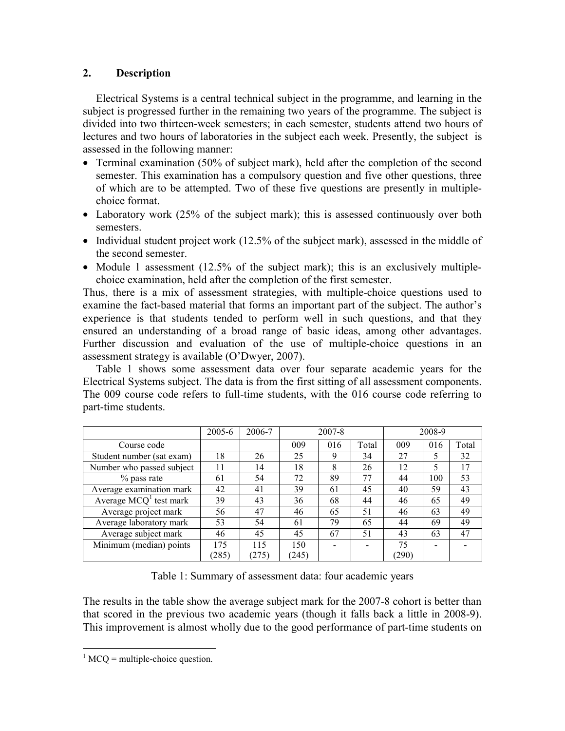## 2. Description

Electrical Systems is a central technical subject in the programme, and learning in the subject is progressed further in the remaining two years of the programme. The subject is divided into two thirteen-week semesters; in each semester, students attend two hours of lectures and two hours of laboratories in the subject each week. Presently, the subject is assessed in the following manner:

- Terminal examination (50% of subject mark), held after the completion of the second semester. This examination has a compulsory question and five other questions, three of which are to be attempted. Two of these five questions are presently in multiple-choice format.
- Laboratory work (25% of the subject mark); this is assessed continuously over both semesters.
- Individual student project work (12.5% of the subject mark), assessed in the middle of the second semester.
- Module 1 assessment (12.5% of the subject mark); this is an exclusively multiple-choice examination, held after the completion of the first semester.

Thus, there is a mix of assessment strategies, with multiple-choice questions used to examine the fact-based material that forms an important part of the subject. The author's experience is that students tended to perform well in such questions, and that they ensured an understanding of a broad range of basic ideas, among other advantages. Further discussion and evaluation of the use of multiple-choice questions in an assessment strategy is available (O'Dwyer, 2007).

Table 1 shows some assessment data over four separate academic years for the Electrical Systems subject. The data is from the first sitting of all assessment components. The 009 course code refers to full-time students, with the 016 course code referring to part-time students.

| | 2005-6 | 2006-7 | 2007-8 | | | 2008-9 | | |
|---|---|---|---|---|---|---|---|---|
| Course code | | | 009 | 016 | Total | 009 | 016 | Total |
| Student number (sat exam) | 18 | 26 | 25 | 9 | 34 | 27 | 5 | 32 |
| Number who passed subject | 11 | 14 | 18 | 8 | 26 | 12 | 5 | 17 |
| % pass rate | 61 | 54 | 72 | 89 | 77 | 44 | 100 | 53 |
| Average examination mark | 42 | 41 | 39 | 61 | 45 | 40 | 59 | 43 |
| Average MCQ[1] test mark | 39 | 43 | 36 | 68 | 44 | 46 | 65 | 49 |
| Average project mark | 56 | 47 | 46 | 65 | 51 | 46 | 63 | 49 |
| Average laboratory mark | 53 | 54 | 61 | 79 | 65 | 44 | 69 | 49 |
| Average subject mark | 46 | 45 | 45 | 67 | 51 | 43 | 63 | 47 |
| Minimum (median) points | 175 (285) | 115 (275) | 150 (245) | - | - | 75 (290) | - | - |

Table 1: Summary of assessment data: four academic years

The results in the table show the average subject mark for the 2007-8 cohort is better than that scored in the previous two academic years (though it falls back a little in 2008-9). This improvement is almost wholly due to the good performance of part-time students on

[1] MCQ = multiple-choice question.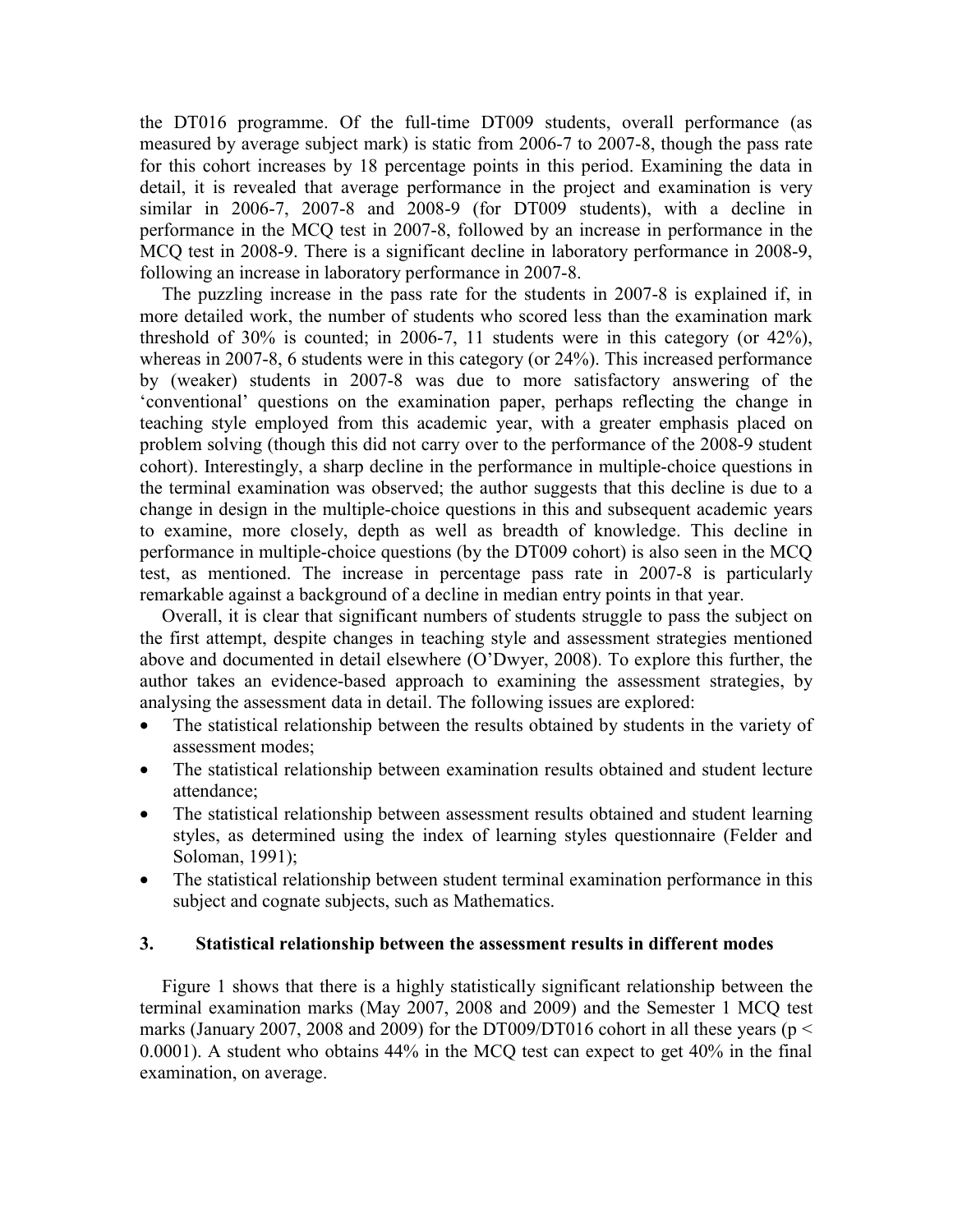the DT016 programme. Of the full-time DT009 students, overall performance (as measured by average subject mark) is static from 2006-7 to 2007-8, though the pass rate for this cohort increases by 18 percentage points in this period. Examining the data in detail, it is revealed that average performance in the project and examination is very similar in 2006-7, 2007-8 and 2008-9 (for DT009 students), with a decline in performance in the MCQ test in 2007-8, followed by an increase in performance in the MCQ test in 2008-9. There is a significant decline in laboratory performance in 2008-9, following an increase in laboratory performance in 2007-8.

The puzzling increase in the pass rate for the students in 2007-8 is explained if, in more detailed work, the number of students who scored less than the examination mark threshold of 30% is counted; in 2006-7, 11 students were in this category (or 42%), whereas in 2007-8, 6 students were in this category (or 24%). This increased performance by (weaker) students in 2007-8 was due to more satisfactory answering of the 'conventional' questions on the examination paper, perhaps reflecting the change in teaching style employed from this academic year, with a greater emphasis placed on problem solving (though this did not carry over to the performance of the 2008-9 student cohort). Interestingly, a sharp decline in the performance in multiple-choice questions in the terminal examination was observed; the author suggests that this decline is due to a change in design in the multiple-choice questions in this and subsequent academic years to examine, more closely, depth as well as breadth of knowledge. This decline in performance in multiple-choice questions (by the DT009 cohort) is also seen in the MCQ test, as mentioned. The increase in percentage pass rate in 2007-8 is particularly remarkable against a background of a decline in median entry points in that year.

Overall, it is clear that significant numbers of students struggle to pass the subject on the first attempt, despite changes in teaching style and assessment strategies mentioned above and documented in detail elsewhere (O'Dwyer, 2008). To explore this further, the author takes an evidence-based approach to examining the assessment strategies, by analysing the assessment data in detail. The following issues are explored:

- The statistical relationship between the results obtained by students in the variety of assessment modes;
- The statistical relationship between examination results obtained and student lecture attendance;
- The statistical relationship between assessment results obtained and student learning styles, as determined using the index of learning styles questionnaire (Felder and Soloman, 1991);
- The statistical relationship between student terminal examination performance in this subject and cognate subjects, such as Mathematics.

## 3. Statistical relationship between the assessment results in different modes

Figure 1 shows that there is a highly statistically significant relationship between the terminal examination marks (May 2007, 2008 and 2009) and the Semester 1 MCQ test marks (January 2007, 2008 and 2009) for the DT009/DT016 cohort in all these years ($p < 0.0001$). A student who obtains 44% in the MCQ test can expect to get 40% in the final examination, on average.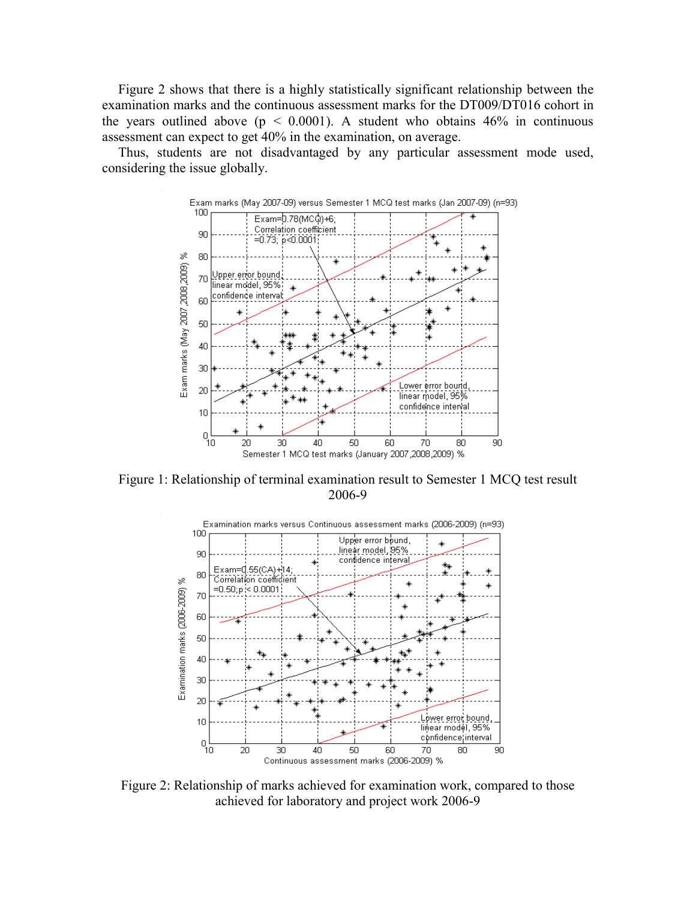Figure 2 shows that there is a highly statistically significant relationship between the examination marks and the continuous assessment marks for the DT009/DT016 cohort in the years outlined above ($p < 0.0001$). A student who obtains 46% in continuous assessment can expect to get 40% in the examination, on average.

Thus, students are not disadvantaged by any particular assessment mode used, considering the issue globally.

Figure 1: Relationship of terminal examination result to Semester 1 MCQ test result 2006-9

Figure 2: Relationship of marks achieved for examination work, compared to those achieved for laboratory and project work 2006-9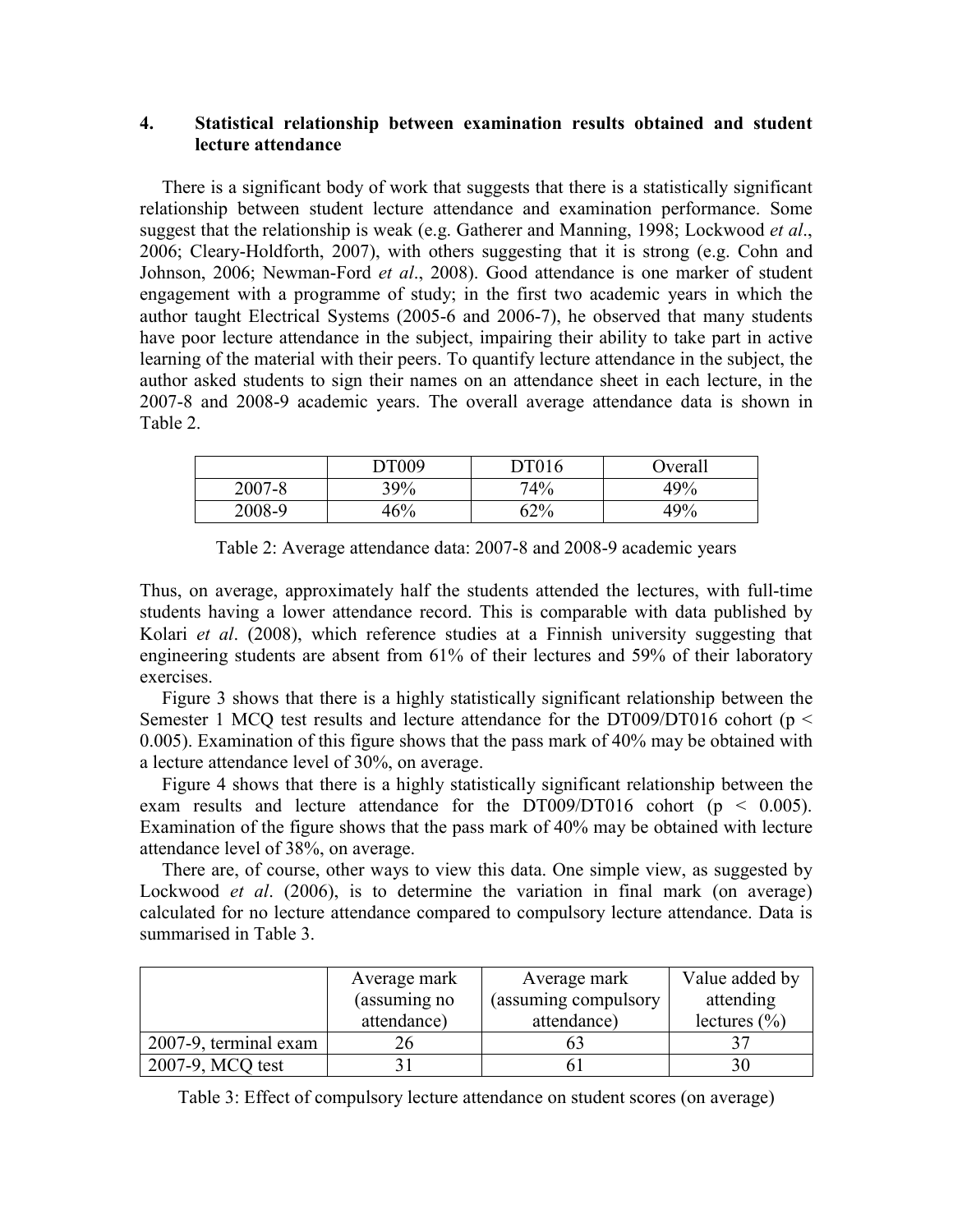## 4. Statistical relationship between examination results obtained and student lecture attendance

There is a significant body of work that suggests that there is a statistically significant relationship between student lecture attendance and examination performance. Some suggest that the relationship is weak (e.g. Gatherer and Manning, 1998; Lockwood *et al*., 2006; Cleary-Holdforth, 2007), with others suggesting that it is strong (e.g. Cohn and Johnson, 2006; Newman-Ford *et al*., 2008). Good attendance is one marker of student engagement with a programme of study; in the first two academic years in which the author taught Electrical Systems (2005-6 and 2006-7), he observed that many students have poor lecture attendance in the subject, impairing their ability to take part in active learning of the material with their peers. To quantify lecture attendance in the subject, the author asked students to sign their names on an attendance sheet in each lecture, in the 2007-8 and 2008-9 academic years. The overall average attendance data is shown in Table 2.

| | DT009 | DT016 | Overall |
|---|---|---|---|
| 2007-8 | 39% | 74% | 49% |
| 2008-9 | 46% | 62% | 49% |

Table 2: Average attendance data: 2007-8 and 2008-9 academic years

Thus, on average, approximately half the students attended the lectures, with full-time students having a lower attendance record. This is comparable with data published by Kolari *et al*. (2008), which reference studies at a Finnish university suggesting that engineering students are absent from 61% of their lectures and 59% of their laboratory exercises.

Figure 3 shows that there is a highly statistically significant relationship between the Semester 1 MCQ test results and lecture attendance for the DT009/DT016 cohort ($p < 0.005$). Examination of this figure shows that the pass mark of 40% may be obtained with a lecture attendance level of 30%, on average.

Figure 4 shows that there is a highly statistically significant relationship between the exam results and lecture attendance for the DT009/DT016 cohort ($p < 0.005$). Examination of the figure shows that the pass mark of 40% may be obtained with lecture attendance level of 38%, on average.

There are, of course, other ways to view this data. One simple view, as suggested by Lockwood *et al*. (2006), is to determine the variation in final mark (on average) calculated for no lecture attendance compared to compulsory lecture attendance. Data is summarised in Table 3.

| | Average mark (assuming no attendance) | Average mark (assuming compulsory attendance) | Value added by attending lectures (%) |
|---|---|---|---|
| 2007-9, terminal exam | 26 | 63 | 37 |
| 2007-9, MCQ test | 31 | 61 | 30 |

Table 3: Effect of compulsory lecture attendance on student scores (on average)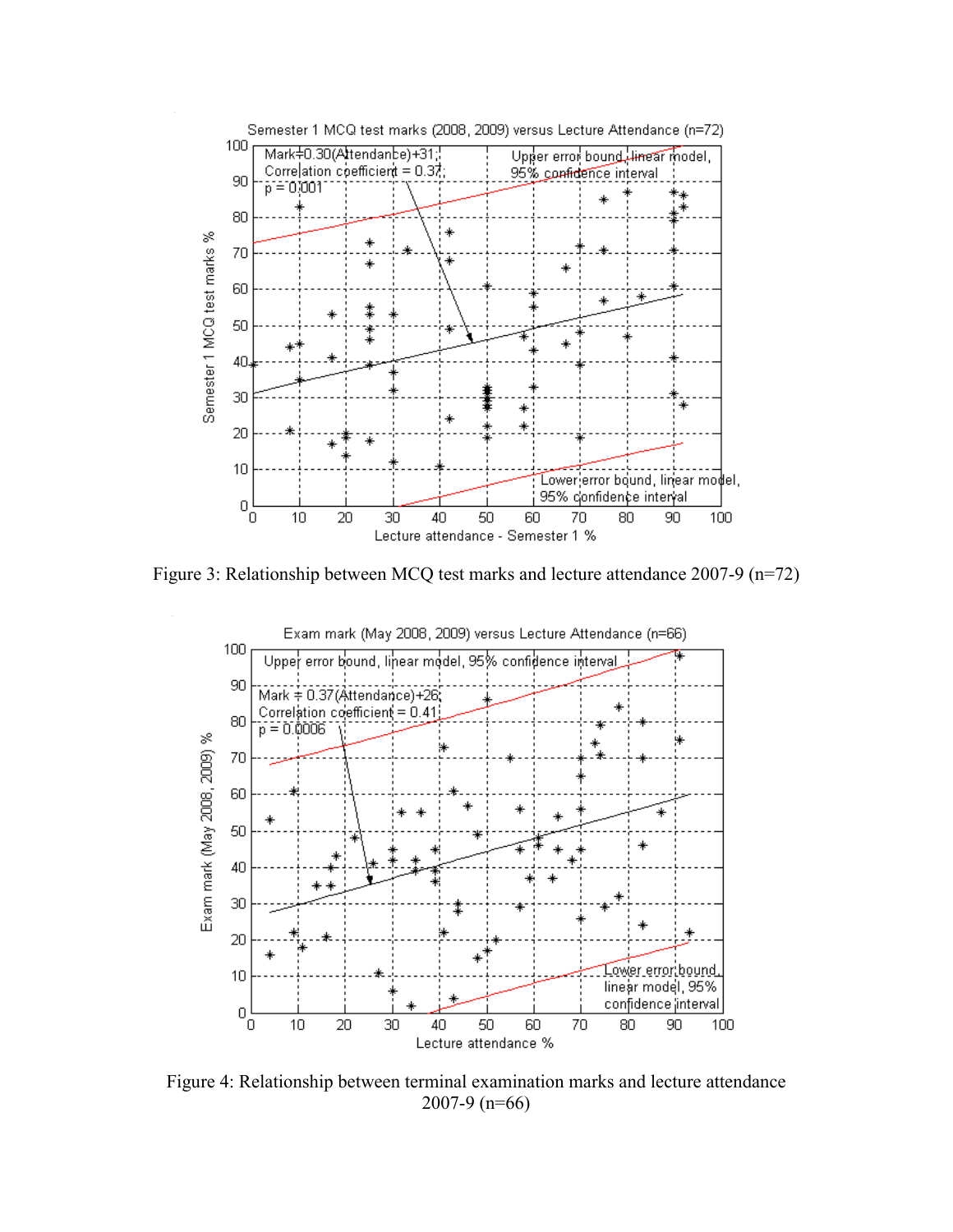Figure 3: Relationship between MCQ test marks and lecture attendance 2007-9 (n=72)

Figure 4: Relationship between terminal examination marks and lecture attendance 2007-9 (n=66)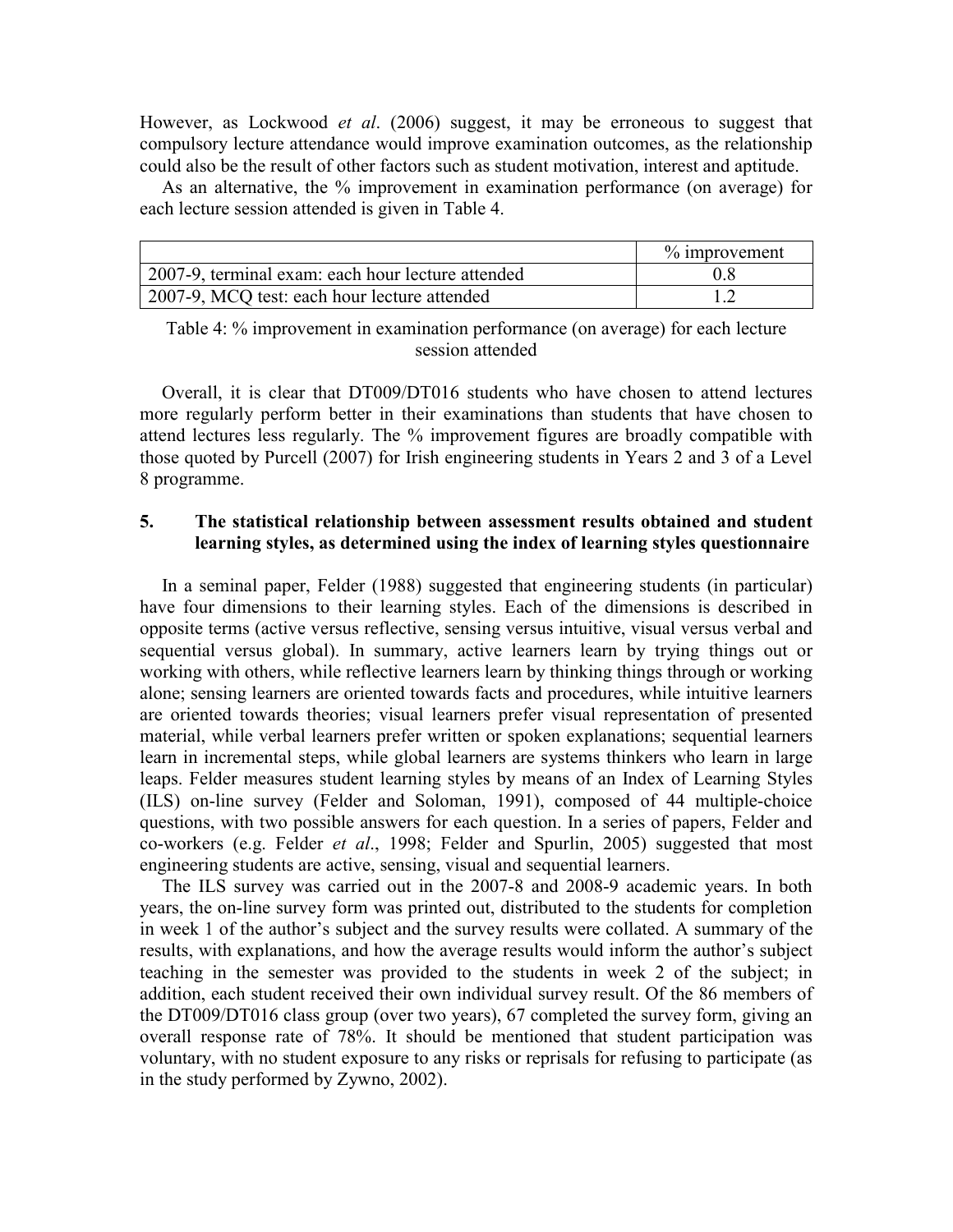However, as Lockwood *et al*. (2006) suggest, it may be erroneous to suggest that compulsory lecture attendance would improve examination outcomes, as the relationship could also be the result of other factors such as student motivation, interest and aptitude.

As an alternative, the % improvement in examination performance (on average) for each lecture session attended is given in Table 4.

| | % improvement |
|---|---|
| 2007-9, terminal exam: each hour lecture attended | 0.8 |
| 2007-9, MCQ test: each hour lecture attended | 1.2 |

Table 4: % improvement in examination performance (on average) for each lecture session attended

Overall, it is clear that DT009/DT016 students who have chosen to attend lectures more regularly perform better in their examinations than students that have chosen to attend lectures less regularly. The % improvement figures are broadly compatible with those quoted by Purcell (2007) for Irish engineering students in Years 2 and 3 of a Level 8 programme.

## 5. The statistical relationship between assessment results obtained and student learning styles, as determined using the index of learning styles questionnaire

In a seminal paper, Felder (1988) suggested that engineering students (in particular) have four dimensions to their learning styles. Each of the dimensions is described in opposite terms (active versus reflective, sensing versus intuitive, visual versus verbal and sequential versus global). In summary, active learners learn by trying things out or working with others, while reflective learners learn by thinking things through or working alone; sensing learners are oriented towards facts and procedures, while intuitive learners are oriented towards theories; visual learners prefer visual representation of presented material, while verbal learners prefer written or spoken explanations; sequential learners learn in incremental steps, while global learners are systems thinkers who learn in large leaps. Felder measures student learning styles by means of an Index of Learning Styles (ILS) on-line survey (Felder and Soloman, 1991), composed of 44 multiple-choice questions, with two possible answers for each question. In a series of papers, Felder and co-workers (e.g. Felder *et al*., 1998; Felder and Spurlin, 2005) suggested that most engineering students are active, sensing, visual and sequential learners.

The ILS survey was carried out in the 2007-8 and 2008-9 academic years. In both years, the on-line survey form was printed out, distributed to the students for completion in week 1 of the author's subject and the survey results were collated. A summary of the results, with explanations, and how the average results would inform the author's subject teaching in the semester was provided to the students in week 2 of the subject; in addition, each student received their own individual survey result. Of the 86 members of the DT009/DT016 class group (over two years), 67 completed the survey form, giving an overall response rate of 78%. It should be mentioned that student participation was voluntary, with no student exposure to any risks or reprisals for refusing to participate (as in the study performed by Zywno, 2002).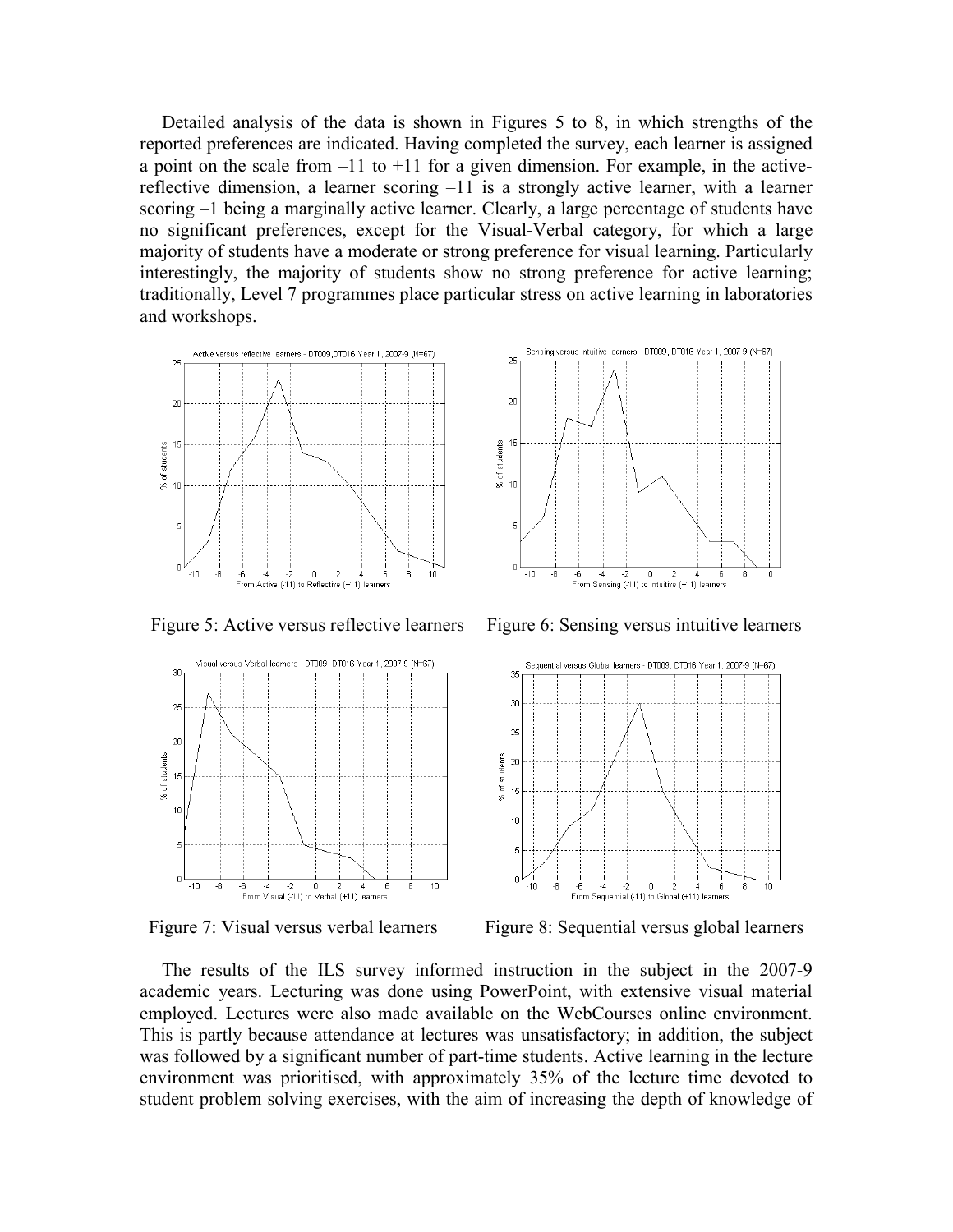Detailed analysis of the data is shown in Figures 5 to 8, in which strengths of the reported preferences are indicated. Having completed the survey, each learner is assigned a point on the scale from –11 to +11 for a given dimension. For example, in the active-reflective dimension, a learner scoring –11 is a strongly active learner, with a learner scoring –1 being a marginally active learner. Clearly, a large percentage of students have no significant preferences, except for the Visual-Verbal category, for which a large majority of students have a moderate or strong preference for visual learning. Particularly interestingly, the majority of students show no strong preference for active learning; traditionally, Level 7 programmes place particular stress on active learning in laboratories and workshops.

Figure 5: Active versus reflective learners

Figure 6: Sensing versus intuitive learners

Figure 7: Visual versus verbal learners

Figure 8: Sequential versus global learners

The results of the ILS survey informed instruction in the subject in the 2007-9 academic years. Lecturing was done using PowerPoint, with extensive visual material employed. Lectures were also made available on the WebCourses online environment. This is partly because attendance at lectures was unsatisfactory; in addition, the subject was followed by a significant number of part-time students. Active learning in the lecture environment was prioritised, with approximately 35% of the lecture time devoted to student problem solving exercises, with the aim of increasing the depth of knowledge of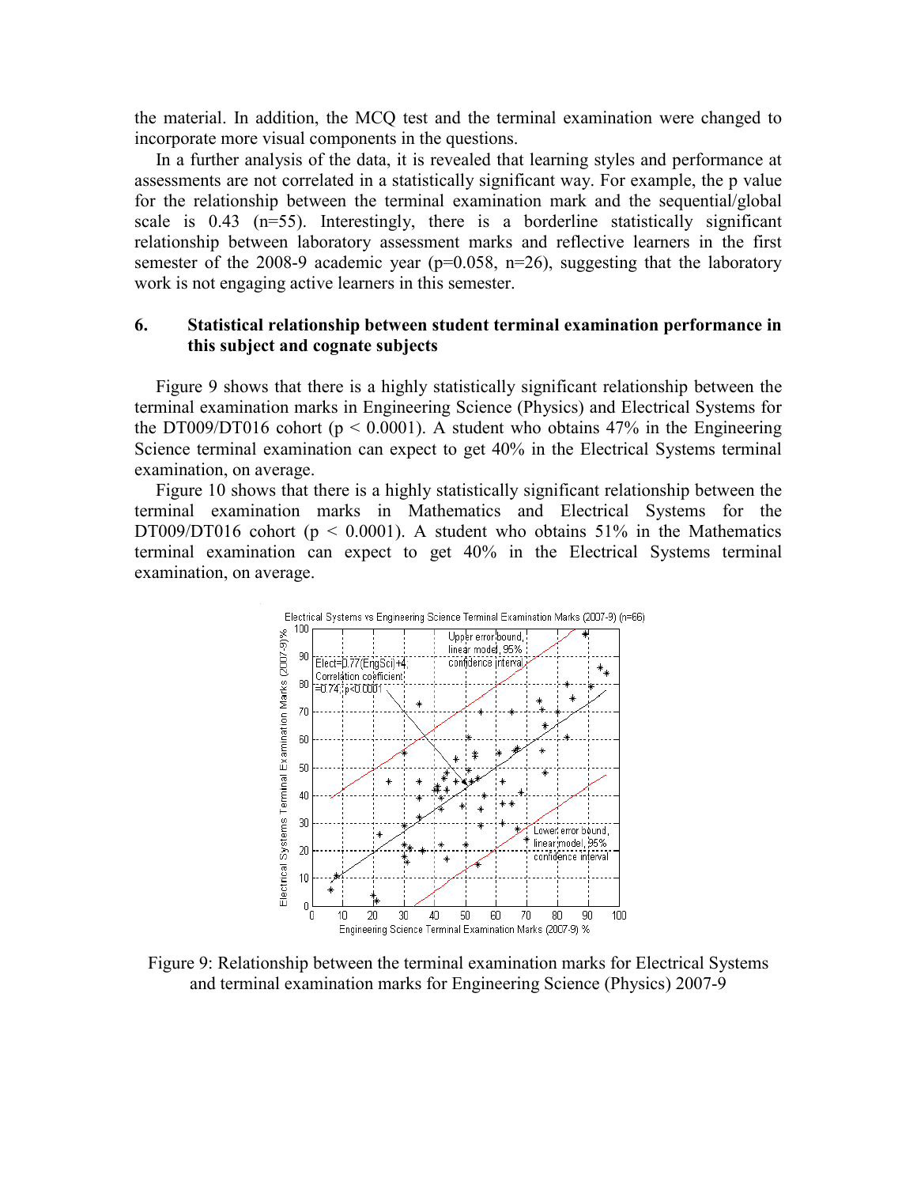the material. In addition, the MCQ test and the terminal examination were changed to incorporate more visual components in the questions.

In a further analysis of the data, it is revealed that learning styles and performance at assessments are not correlated in a statistically significant way. For example, the p value for the relationship between the terminal examination mark and the sequential/global scale is 0.43 (n=55). Interestingly, there is a borderline statistically significant relationship between laboratory assessment marks and reflective learners in the first semester of the 2008-9 academic year (p=0.058, n=26), suggesting that the laboratory work is not engaging active learners in this semester.

## 6. Statistical relationship between student terminal examination performance in this subject and cognate subjects

Figure 9 shows that there is a highly statistically significant relationship between the terminal examination marks in Engineering Science (Physics) and Electrical Systems for the DT009/DT016 cohort ($p < 0.0001$). A student who obtains 47% in the Engineering Science terminal examination can expect to get 40% in the Electrical Systems terminal examination, on average.

Figure 10 shows that there is a highly statistically significant relationship between the terminal examination marks in Mathematics and Electrical Systems for the DT009/DT016 cohort ($p < 0.0001$). A student who obtains 51% in the Mathematics terminal examination can expect to get 40% in the Electrical Systems terminal examination, on average.

Figure 9: Relationship between the terminal examination marks for Electrical Systems and terminal examination marks for Engineering Science (Physics) 2007-9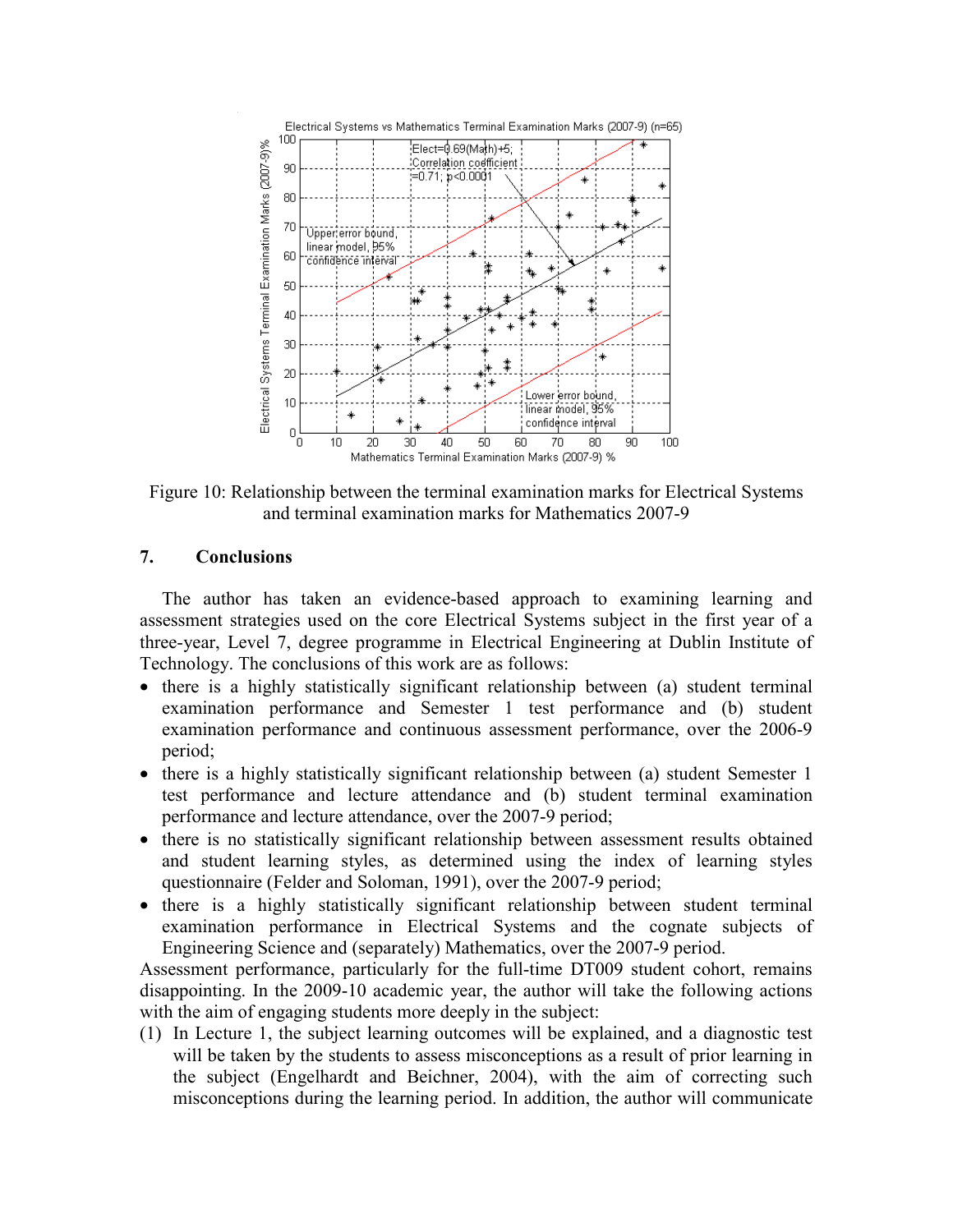Figure 10: Relationship between the terminal examination marks for Electrical Systems and terminal examination marks for Mathematics 2007-9

## 7. Conclusions

The author has taken an evidence-based approach to examining learning and assessment strategies used on the core Electrical Systems subject in the first year of a three-year, Level 7, degree programme in Electrical Engineering at Dublin Institute of Technology. The conclusions of this work are as follows:

- there is a highly statistically significant relationship between (a) student terminal examination performance and Semester 1 test performance and (b) student examination performance and continuous assessment performance, over the 2006-9 period;
- there is a highly statistically significant relationship between (a) student Semester 1 test performance and lecture attendance and (b) student terminal examination performance and lecture attendance, over the 2007-9 period;
- there is no statistically significant relationship between assessment results obtained and student learning styles, as determined using the index of learning styles questionnaire (Felder and Soloman, 1991), over the 2007-9 period;
- there is a highly statistically significant relationship between student terminal examination performance in Electrical Systems and the cognate subjects of Engineering Science and (separately) Mathematics, over the 2007-9 period.

Assessment performance, particularly for the full-time DT009 student cohort, remains disappointing. In the 2009-10 academic year, the author will take the following actions with the aim of engaging students more deeply in the subject:

(1) In Lecture 1, the subject learning outcomes will be explained, and a diagnostic test will be taken by the students to assess misconceptions as a result of prior learning in the subject (Engelhardt and Beichner, 2004), with the aim of correcting such misconceptions during the learning period. In addition, the author will communicate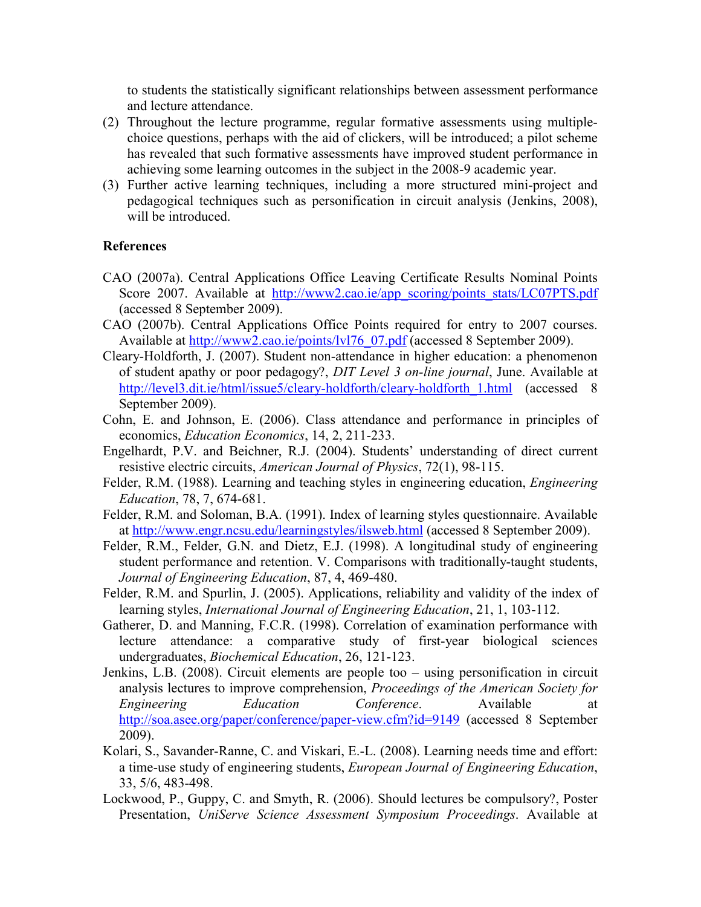to students the statistically significant relationships between assessment performance and lecture attendance.

(2) Throughout the lecture programme, regular formative assessments using multiple-choice questions, perhaps with the aid of clickers, will be introduced; a pilot scheme has revealed that such formative assessments have improved student performance in achieving some learning outcomes in the subject in the 2008-9 academic year.

(3) Further active learning techniques, including a more structured mini-project and pedagogical techniques such as personification in circuit analysis (Jenkins, 2008), will be introduced.

### References

CAO (2007a). Central Applications Office Leaving Certificate Results Nominal Points Score 2007. Available at http://www2.cao.ie/app_scoring/points_stats/LC07PTS.pdf (accessed 8 September 2009).

CAO (2007b). Central Applications Office Points required for entry to 2007 courses. Available at http://www2.cao.ie/points/lvl76_07.pdf (accessed 8 September 2009).

Cleary-Holdforth, J. (2007). Student non-attendance in higher education: a phenomenon of student apathy or poor pedagogy?, *DIT Level 3 on-line journal*, June. Available at http://level3.dit.ie/html/issue5/cleary-holdforth/cleary-holdforth_1.html (accessed 8 September 2009).

Cohn, E. and Johnson, E. (2006). Class attendance and performance in principles of economics, *Education Economics*, 14, 2, 211-233.

Engelhardt, P.V. and Beichner, R.J. (2004). Students' understanding of direct current resistive electric circuits, *American Journal of Physics*, 72(1), 98-115.

Felder, R.M. (1988). Learning and teaching styles in engineering education, *Engineering Education*, 78, 7, 674-681.

Felder, R.M. and Soloman, B.A. (1991). Index of learning styles questionnaire. Available at http://www.engr.ncsu.edu/learningstyles/ilsweb.html (accessed 8 September 2009).

Felder, R.M., Felder, G.N. and Dietz, E.J. (1998). A longitudinal study of engineering student performance and retention. V. Comparisons with traditionally-taught students, *Journal of Engineering Education*, 87, 4, 469-480.

Felder, R.M. and Spurlin, J. (2005). Applications, reliability and validity of the index of learning styles, *International Journal of Engineering Education*, 21, 1, 103-112.

Gatherer, D. and Manning, F.C.R. (1998). Correlation of examination performance with lecture attendance: a comparative study of first-year biological sciences undergraduates, *Biochemical Education*, 26, 121-123.

Jenkins, L.B. (2008). Circuit elements are people too – using personification in circuit analysis lectures to improve comprehension, *Proceedings of the American Society for Engineering Education Conference*. Available at http://soa.asee.org/paper/conference/paper-view.cfm?id=9149 (accessed 8 September 2009).

Kolari, S., Savander-Ranne, C. and Viskari, E.-L. (2008). Learning needs time and effort: a time-use study of engineering students, *European Journal of Engineering Education*, 33, 5/6, 483-498.

Lockwood, P., Guppy, C. and Smyth, R. (2006). Should lectures be compulsory?, Poster Presentation, *UniServe Science Assessment Symposium Proceedings*. Available at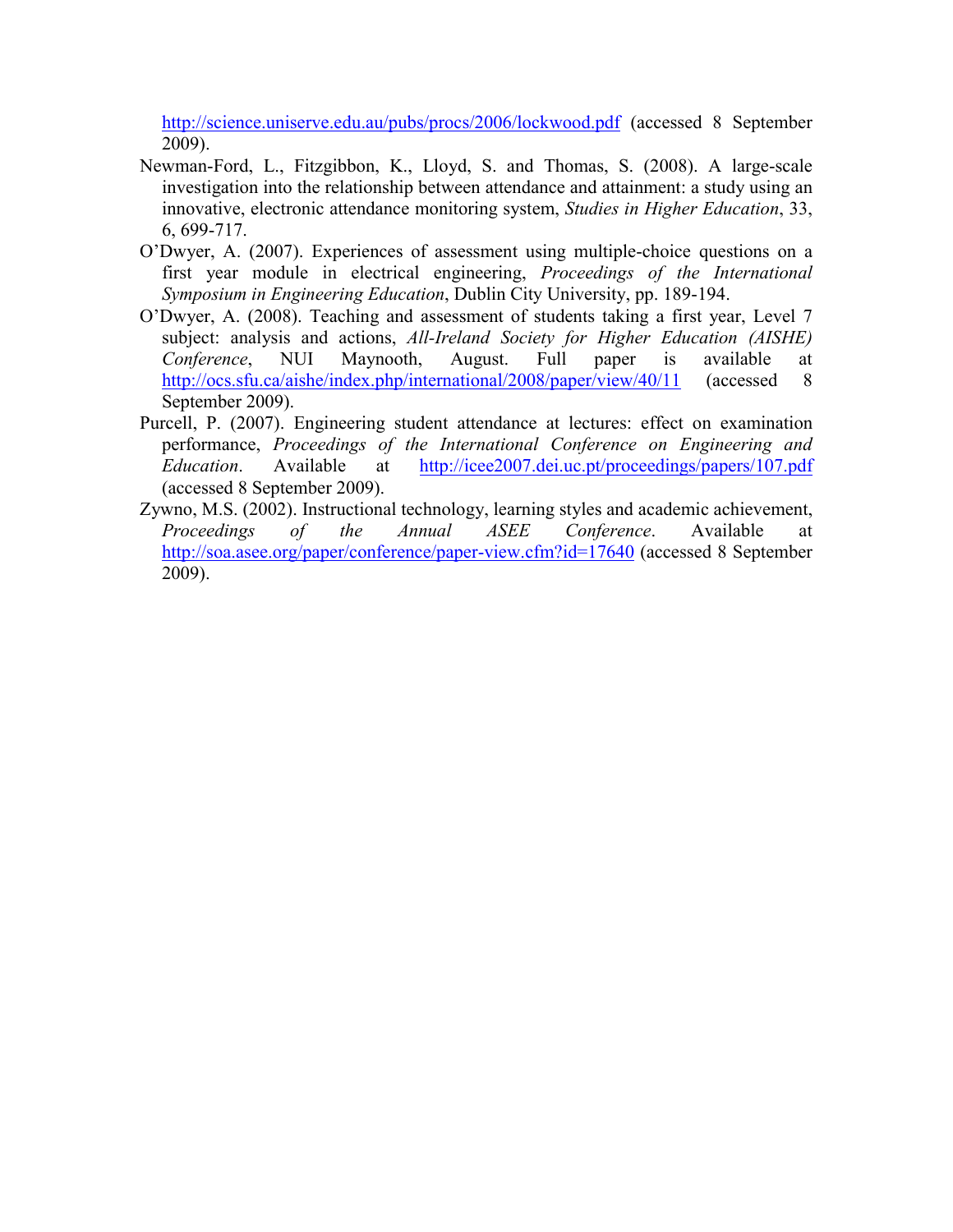http://science.uniserve.edu.au/pubs/procs/2006/lockwood.pdf (accessed 8 September 2009).

Newman-Ford, L., Fitzgibbon, K., Lloyd, S. and Thomas, S. (2008). A large-scale investigation into the relationship between attendance and attainment: a study using an innovative, electronic attendance monitoring system, *Studies in Higher Education*, 33, 6, 699-717.

O'Dwyer, A. (2007). Experiences of assessment using multiple-choice questions on a first year module in electrical engineering, *Proceedings of the International Symposium in Engineering Education*, Dublin City University, pp. 189-194.

O'Dwyer, A. (2008). Teaching and assessment of students taking a first year, Level 7 subject: analysis and actions, *All-Ireland Society for Higher Education (AISHE) Conference*, NUI Maynooth, August. Full paper is available at http://ocs.sfu.ca/aishe/index.php/international/2008/paper/view/40/11 (accessed 8 September 2009).

Purcell, P. (2007). Engineering student attendance at lectures: effect on examination performance, *Proceedings of the International Conference on Engineering and Education*. Available at http://icee2007.dei.uc.pt/proceedings/papers/107.pdf (accessed 8 September 2009).

Zywno, M.S. (2002). Instructional technology, learning styles and academic achievement, *Proceedings of the Annual ASEE Conference*. Available at http://soa.asee.org/paper/conference/paper-view.cfm?id=17640 (accessed 8 September 2009).